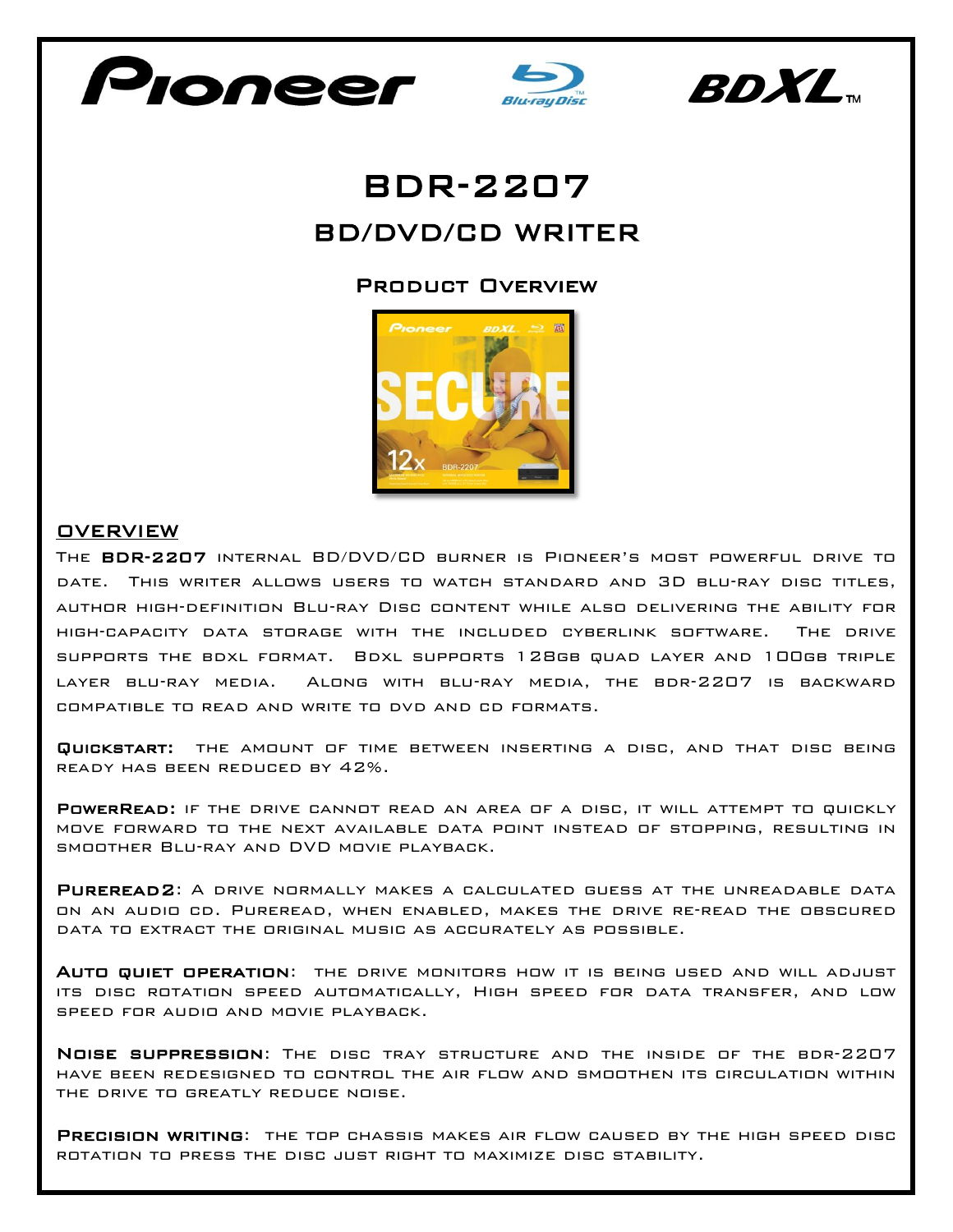# BDR-2207

## BD/DVD/CD WRITER

### Product Overview

## OVERVIEW

The **BDR-2207** internal BD/DVD/CD burner is Pioneer's most powerful drive to date. This writer allows users to watch standard and 3D Blu-ray disc titles, author high-definition Blu-ray Disc content while also delivering the ability for high-capacity data storage with the included cyberlink software. The drive supports the bdxl format. Bdxl supports 128gb quad layer and 100gb triple layer blu-ray media. Along with blu-ray media, the bdr-2207 is backward compatible to read and write to dvd and cd formats.

**Quickstart:** the amount of time between inserting a disc, and that disc being ready has been reduced by 42%.

**PowerRead:** if the drive cannot read an area of a disc, it will attempt to quickly move forward to the next available data point instead of stopping, resulting in smoother Blu-ray and DVD movie playback.

**PureRead2**: A drive normally makes a calculated guess at the unreadable data on an audio cd. PureRead, when enabled, makes the drive re-read the obscured data to extract the original music as accurately as possible.

**Auto quiet operation**: the drive monitors how it is being used and will adjust its disc rotation speed automatically, High speed for data transfer, and low speed for audio and movie playback.

**Noise suppression**: The disc tray structure and the inside of the bdr-2207 have been redesigned to control the air flow and smoothen its circulation within the drive to greatly reduce noise.

**Precision writing**: the top chassis makes air flow caused by the high speed disc rotation to press the disc just right to maximize disc stability.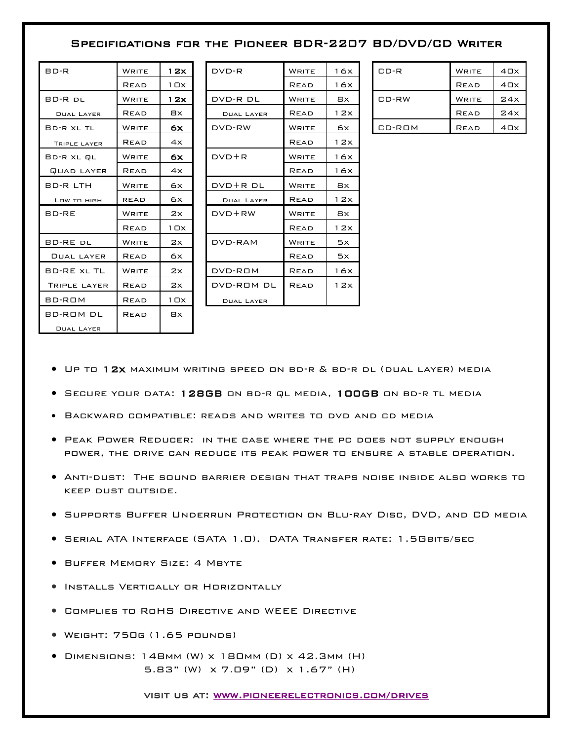# Specifications for the Pioneer BDR-2207 BD/DVD/CD Writer

| | | |
|---|---|---|
| BD-R | Write | **12x** |
| | Read | 10x |
| BD-R DL<br>Dual Layer | Write | **12x** |
| | Read | 8x |
| BD-R XL TL<br>Triple layer | Write | **6x** |
| | Read | 4x |
| BD-R XL QL<br>Quad layer | Write | **6x** |
| | Read | 4x |
| BD-R LTH<br>Low to high | Write | 6x |
| | Read | 6x |
| BD-RE | Write | 2x |
| | Read | 10x |
| BD-RE DL<br>Dual layer | Write | 2x |
| | Read | 6x |
| BD-RE XL TL<br>Triple layer | Write | 2x |
| | Read | 2x |
| BD-ROM | Read | 10x |
| BD-ROM DL<br>Dual Layer | Read | 8x |

| | | |
|---|---|---|
| DVD-R | Write | 16x |
| | Read | 16x |
| DVD-R DL<br>Dual Layer | Write | 8x |
| | Read | 12x |
| DVD-RW | Write | 6x |
| | Read | 12x |
| DVD+R | Write | 16x |
| | Read | 16x |
| DVD+R DL<br>Dual Layer | Write | 8x |
| | Read | 12x |
| DVD+RW | Write | 8x |
| | Read | 12x |
| DVD-RAM | Write | 5x |
| | Read | 5x |
| DVD-ROM | Read | 16x |
| DVD-ROM DL<br>Dual Layer | Read | 12x |

| | | |
|---|---|---|
| CD-R | Write | 40x |
| | Read | 40x |
| CD-RW | Write | 24x |
| | Read | 24x |
| CD-ROM | Read | 40x |

- Up to **12x** maximum writing speed on BD-R & BD-R DL (dual layer) media
- Secure your data: **128GB** on BD-R QL media, **100GB** on BD-R TL media
- Backward compatible: reads and writes to DVD and CD media
- Peak Power Reducer: In the case where the PC does not supply enough power, the drive can reduce its peak power to ensure a stable operation.
- Anti-dust: The sound barrier design that traps noise inside also works to keep dust outside.
- Supports Buffer Underrun Protection on Blu-ray Disc, DVD, and CD media
- Serial ATA Interface (SATA 1.0). DATA Transfer rate: 1.5Gbits/sec
- Buffer Memory Size: 4 Mbyte
- Installs Vertically or Horizontally
- Complies to RoHS Directive and WEEE Directive
- Weight: 750g (1.65 pounds)
- Dimensions: 148mm (W) x 180mm (D) x 42.3mm (H)
  5.83" (W) x 7.09" (D) x 1.67" (H)

Visit us at: [www.pioneerelectronics.com/drives](www.pioneerelectronics.com/drives)